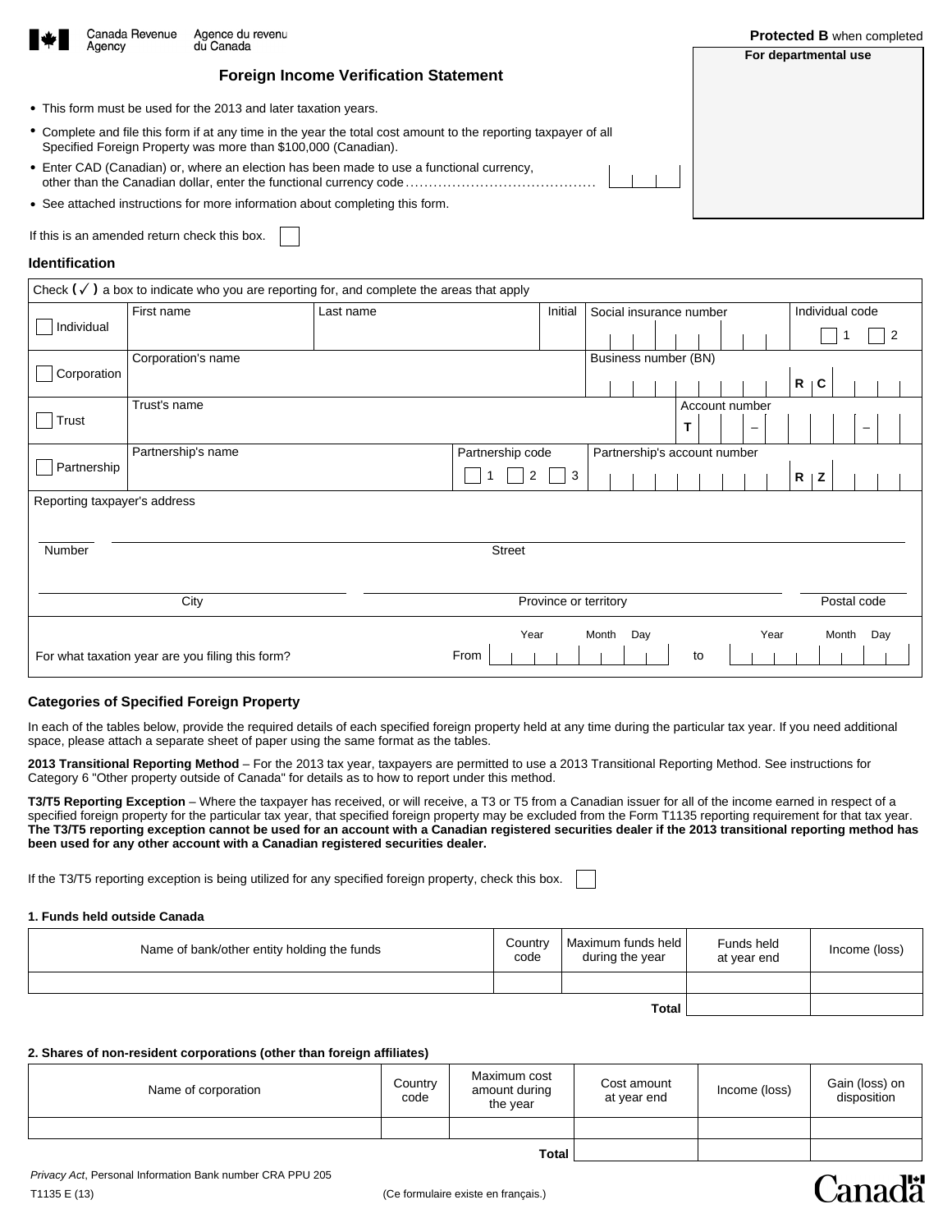Canada Revenue Agency / Agence du revenu du Canada

**Protected B** when completed

**For departmental use**

## Foreign Income Verification Statement

- This form must be used for the 2013 and later taxation years.
- Complete and file this form if at any time in the year the total cost amount to the reporting taxpayer of all Specified Foreign Property was more than $100,000 (Canadian).
- Enter CAD (Canadian) or, where an election has been made to use a functional currency, other than the Canadian dollar, enter the functional currency code ........................................
- See attached instructions for more information about completing this form.

If this is an amended return check this box. ☐

### Identification

Check (✓) a box to indicate who you are reporting for, and complete the areas that apply

| | | | | | |
|---|---|---|---|---|---|
| ☐ Individual | First name | Last name | Initial | Social insurance number | Individual code ☐ 1 ☐ 2 |
| ☐ Corporation | Corporation's name | | | Business number (BN) R C | |
| ☐ Trust | Trust's name | | | Account number T – – | |
| ☐ Partnership | Partnership's name | | Partnership code ☐ 1 ☐ 2 ☐ 3 | Partnership's account number R Z | |

Reporting taxpayer's address

Number | Street

City | Province or territory | Postal code

For what taxation year are you filing this form? From (Year Month Day) to (Year Month Day)

### Categories of Specified Foreign Property

In each of the tables below, provide the required details of each specified foreign property held at any time during the particular tax year. If you need additional space, please attach a separate sheet of paper using the same format as the tables.

**2013 Transitional Reporting Method** – For the 2013 tax year, taxpayers are permitted to use a 2013 Transitional Reporting Method. See instructions for Category 6 "Other property outside of Canada" for details as to how to report under this method.

**T3/T5 Reporting Exception** – Where the taxpayer has received, or will receive, a T3 or T5 from a Canadian issuer for all of the income earned in respect of a specified foreign property for the particular tax year, that specified foreign property may be excluded from the Form T1135 reporting requirement for that tax year. **The T3/T5 reporting exception cannot be used for an account with a Canadian registered securities dealer if the 2013 transitional reporting method has been used for any other account with a Canadian registered securities dealer.**

If the T3/T5 reporting exception is being utilized for any specified foreign property, check this box. ☐

#### 1. Funds held outside Canada

| Name of bank/other entity holding the funds | Country code | Maximum funds held during the year | Funds held at year end | Income (loss) |
|---|---|---|---|---|
| | | | | |
| | | **Total** | | |

#### 2. Shares of non-resident corporations (other than foreign affiliates)

| Name of corporation | Country code | Maximum cost amount during the year | Cost amount at year end | Income (loss) | Gain (loss) on disposition |
|---|---|---|---|---|---|
| | | | | | |
| | | **Total** | | | |

*Privacy Act*, Personal Information Bank number CRA PPU 205

T1135 E (13) (Ce formulaire existe en français.)

Canada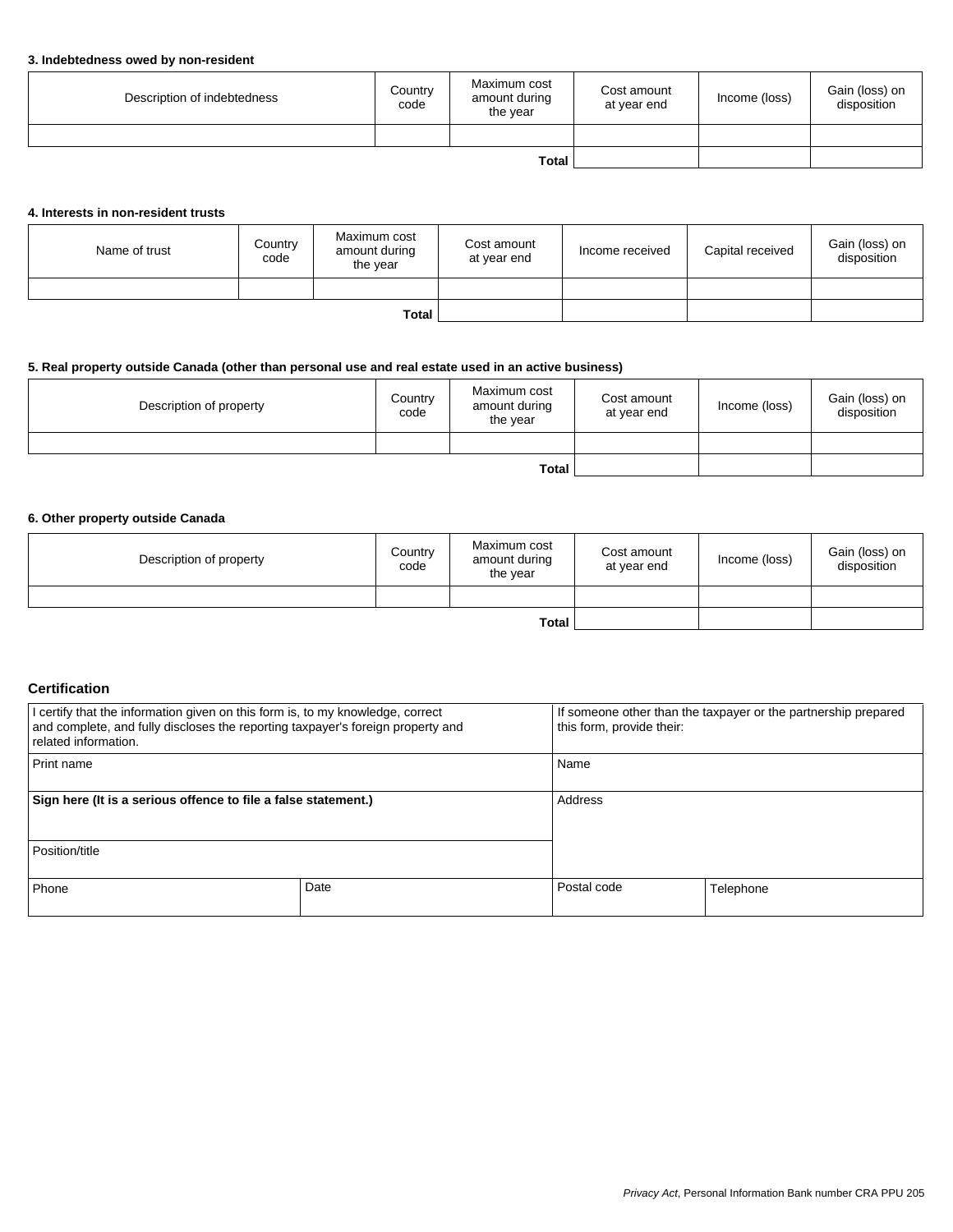### 3. Indebtedness owed by non-resident

| Description of indebtedness | Country code | Maximum cost amount during the year | Cost amount at year end | Income (loss) | Gain (loss) on disposition |
|---|---|---|---|---|---|
| | | | | | |
| | | Total | | | |

### 4. Interests in non-resident trusts

| Name of trust | Country code | Maximum cost amount during the year | Cost amount at year end | Income received | Capital received | Gain (loss) on disposition |
|---|---|---|---|---|---|---|
| | | | | | | |
| | | Total | | | | |

### 5. Real property outside Canada (other than personal use and real estate used in an active business)

| Description of property | Country code | Maximum cost amount during the year | Cost amount at year end | Income (loss) | Gain (loss) on disposition |
|---|---|---|---|---|---|
| | | | | | |
| | | Total | | | |

### 6. Other property outside Canada

| Description of property | Country code | Maximum cost amount during the year | Cost amount at year end | Income (loss) | Gain (loss) on disposition |
|---|---|---|---|---|---|
| | | | | | |
| | | Total | | | |

## Certification

| I certify that the information given on this form is, to my knowledge, correct and complete, and fully discloses the reporting taxpayer's foreign property and related information. | | If someone other than the taxpayer or the partnership prepared this form, provide their: | |
|---|---|---|---|
| Print name | | Name | |
| **Sign here (It is a serious offence to file a false statement.)** | | Address | |
| Position/title | | | |
| Phone | Date | Postal code | Telephone |

*Privacy Act*, Personal Information Bank number CRA PPU 205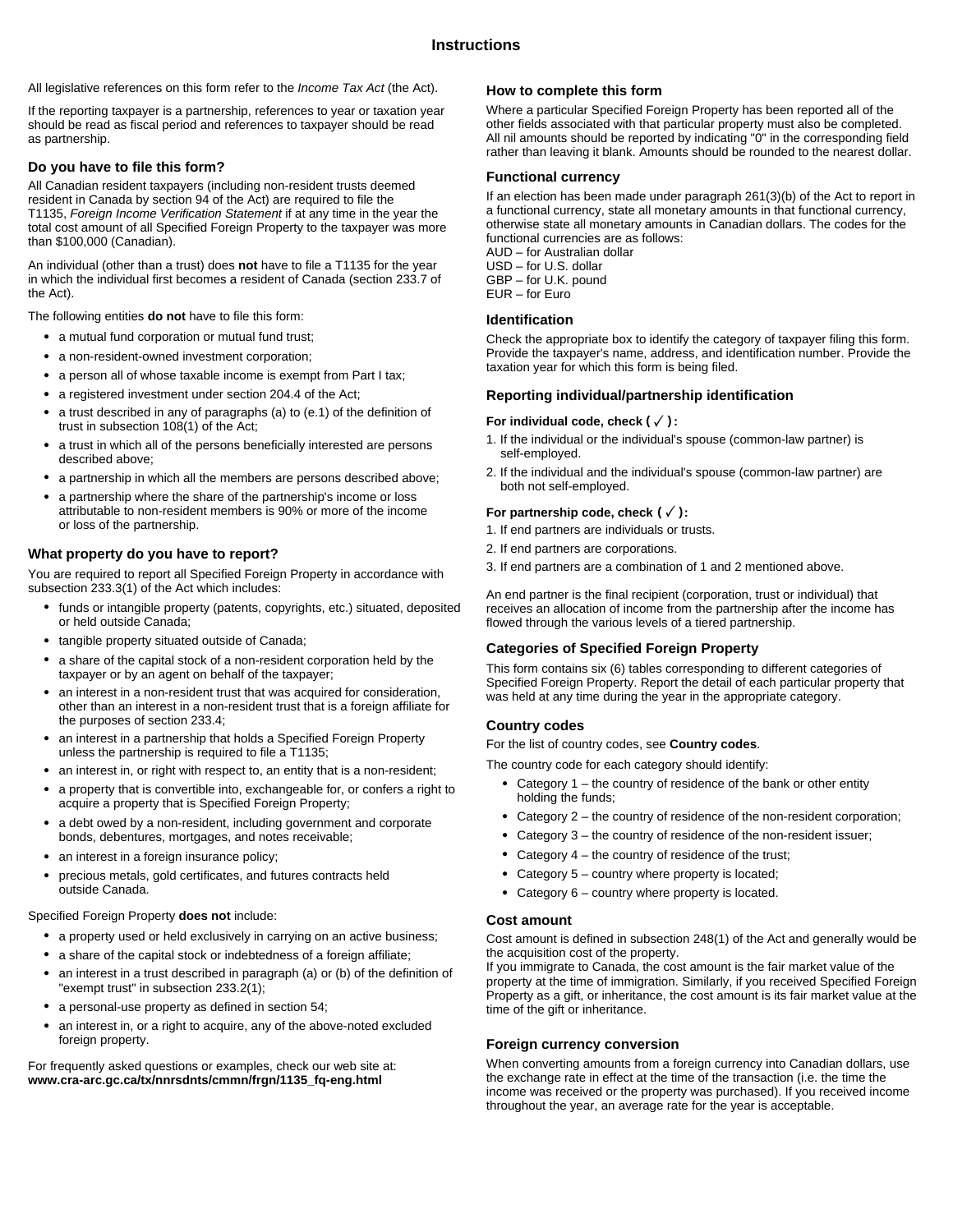# Instructions

All legislative references on this form refer to the *Income Tax Act* (the Act).

If the reporting taxpayer is a partnership, references to year or taxation year should be read as fiscal period and references to taxpayer should be read as partnership.

### Do you have to file this form?

All Canadian resident taxpayers (including non-resident trusts deemed resident in Canada by section 94 of the Act) are required to file the T1135, *Foreign Income Verification Statement* if at any time in the year the total cost amount of all Specified Foreign Property to the taxpayer was more than $100,000 (Canadian).

An individual (other than a trust) does **not** have to file a T1135 for the year in which the individual first becomes a resident of Canada (section 233.7 of the Act).

The following entities **do not** have to file this form:

- a mutual fund corporation or mutual fund trust;
- a non-resident-owned investment corporation;
- a person all of whose taxable income is exempt from Part I tax;
- a registered investment under section 204.4 of the Act;
- a trust described in any of paragraphs (a) to (e.1) of the definition of trust in subsection 108(1) of the Act;
- a trust in which all of the persons beneficially interested are persons described above;
- a partnership in which all the members are persons described above;
- a partnership where the share of the partnership's income or loss attributable to non-resident members is 90% or more of the income or loss of the partnership.

### What property do you have to report?

You are required to report all Specified Foreign Property in accordance with subsection 233.3(1) of the Act which includes:

- funds or intangible property (patents, copyrights, etc.) situated, deposited or held outside Canada;
- tangible property situated outside of Canada;
- a share of the capital stock of a non-resident corporation held by the taxpayer or by an agent on behalf of the taxpayer;
- an interest in a non-resident trust that was acquired for consideration, other than an interest in a non-resident trust that is a foreign affiliate for the purposes of section 233.4;
- an interest in a partnership that holds a Specified Foreign Property unless the partnership is required to file a T1135;
- an interest in, or right with respect to, an entity that is a non-resident;
- a property that is convertible into, exchangeable for, or confers a right to acquire a property that is Specified Foreign Property;
- a debt owed by a non-resident, including government and corporate bonds, debentures, mortgages, and notes receivable;
- an interest in a foreign insurance policy;
- precious metals, gold certificates, and futures contracts held outside Canada.

Specified Foreign Property **does not** include:

- a property used or held exclusively in carrying on an active business;
- a share of the capital stock or indebtedness of a foreign affiliate;
- an interest in a trust described in paragraph (a) or (b) of the definition of "exempt trust" in subsection 233.2(1);
- a personal-use property as defined in section 54;
- an interest in, or a right to acquire, any of the above-noted excluded foreign property.

For frequently asked questions or examples, check our web site at:
**www.cra-arc.gc.ca/tx/nnrsdnts/cmmn/frgn/1135_fq-eng.html**

### How to complete this form

Where a particular Specified Foreign Property has been reported all of the other fields associated with that particular property must also be completed. All nil amounts should be reported by indicating "0" in the corresponding field rather than leaving it blank. Amounts should be rounded to the nearest dollar.

### Functional currency

If an election has been made under paragraph 261(3)(b) of the Act to report in a functional currency, state all monetary amounts in that functional currency, otherwise state all monetary amounts in Canadian dollars. The codes for the functional currencies are as follows:
AUD – for Australian dollar
USD – for U.S. dollar
GBP – for U.K. pound
EUR – for Euro

### Identification

Check the appropriate box to identify the category of taxpayer filing this form. Provide the taxpayer's name, address, and identification number. Provide the taxation year for which this form is being filed.

### Reporting individual/partnership identification

**For individual code, check ( ✓ ) :**

1. If the individual or the individual's spouse (common-law partner) is self-employed.
2. If the individual and the individual's spouse (common-law partner) are both not self-employed.

**For partnership code, check ( ✓ ):**

1. If end partners are individuals or trusts.
2. If end partners are corporations.
3. If end partners are a combination of 1 and 2 mentioned above.

An end partner is the final recipient (corporation, trust or individual) that receives an allocation of income from the partnership after the income has flowed through the various levels of a tiered partnership.

### Categories of Specified Foreign Property

This form contains six (6) tables corresponding to different categories of Specified Foreign Property. Report the detail of each particular property that was held at any time during the year in the appropriate category.

### Country codes

For the list of country codes, see **Country codes**.

The country code for each category should identify:

- Category 1 – the country of residence of the bank or other entity holding the funds;
- Category 2 – the country of residence of the non-resident corporation;
- Category 3 – the country of residence of the non-resident issuer;
- Category 4 – the country of residence of the trust;
- Category 5 – country where property is located;
- Category 6 – country where property is located.

### Cost amount

Cost amount is defined in subsection 248(1) of the Act and generally would be the acquisition cost of the property.
If you immigrate to Canada, the cost amount is the fair market value of the property at the time of immigration. Similarly, if you received Specified Foreign Property as a gift, or inheritance, the cost amount is its fair market value at the time of the gift or inheritance.

### Foreign currency conversion

When converting amounts from a foreign currency into Canadian dollars, use the exchange rate in effect at the time of the transaction (i.e. the time the income was received or the property was purchased). If you received income throughout the year, an average rate for the year is acceptable.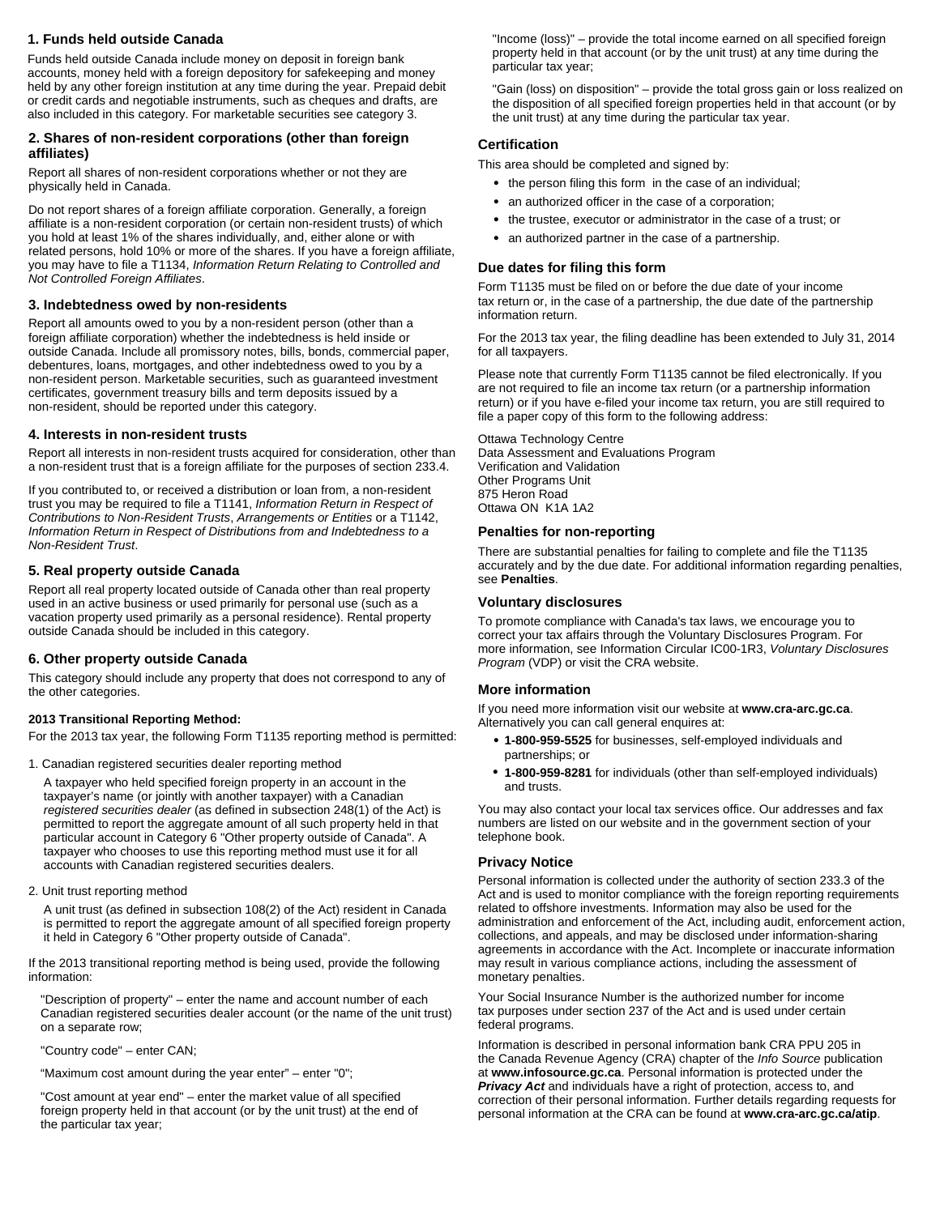### 1. Funds held outside Canada

Funds held outside Canada include money on deposit in foreign bank accounts, money held with a foreign depository for safekeeping and money held by any other foreign institution at any time during the year. Prepaid debit or credit cards and negotiable instruments, such as cheques and drafts, are also included in this category. For marketable securities see category 3.

### 2. Shares of non-resident corporations (other than foreign affiliates)

Report all shares of non-resident corporations whether or not they are physically held in Canada.

Do not report shares of a foreign affiliate corporation. Generally, a foreign affiliate is a non-resident corporation (or certain non-resident trusts) of which you hold at least 1% of the shares individually, and, either alone or with related persons, hold 10% or more of the shares. If you have a foreign affiliate, you may have to file a T1134, *Information Return Relating to Controlled and Not Controlled Foreign Affiliates*.

### 3. Indebtedness owed by non-residents

Report all amounts owed to you by a non-resident person (other than a foreign affiliate corporation) whether the indebtedness is held inside or outside Canada. Include all promissory notes, bills, bonds, commercial paper, debentures, loans, mortgages, and other indebtedness owed to you by a non-resident person. Marketable securities, such as guaranteed investment certificates, government treasury bills and term deposits issued by a non-resident, should be reported under this category.

### 4. Interests in non-resident trusts

Report all interests in non-resident trusts acquired for consideration, other than a non-resident trust that is a foreign affiliate for the purposes of section 233.4.

If you contributed to, or received a distribution or loan from, a non-resident trust you may be required to file a T1141, *Information Return in Respect of Contributions to Non-Resident Trusts, Arrangements or Entities* or a T1142, *Information Return in Respect of Distributions from and Indebtedness to a Non-Resident Trust*.

### 5. Real property outside Canada

Report all real property located outside of Canada other than real property used in an active business or used primarily for personal use (such as a vacation property used primarily as a personal residence). Rental property outside Canada should be included in this category.

### 6. Other property outside Canada

This category should include any property that does not correspond to any of the other categories.

#### 2013 Transitional Reporting Method:

For the 2013 tax year, the following Form T1135 reporting method is permitted:

1. Canadian registered securities dealer reporting method

   A taxpayer who held specified foreign property in an account in the taxpayer's name (or jointly with another taxpayer) with a Canadian *registered securities dealer* (as defined in subsection 248(1) of the Act) is permitted to report the aggregate amount of all such property held in that particular account in Category 6 "Other property outside of Canada". A taxpayer who chooses to use this reporting method must use it for all accounts with Canadian registered securities dealers.

2. Unit trust reporting method

   A unit trust (as defined in subsection 108(2) of the Act) resident in Canada is permitted to report the aggregate amount of all specified foreign property it held in Category 6 "Other property outside of Canada".

If the 2013 transitional reporting method is being used, provide the following information:

"Description of property" – enter the name and account number of each Canadian registered securities dealer account (or the name of the unit trust) on a separate row;

"Country code" – enter CAN;

"Maximum cost amount during the year enter" – enter "0";

"Cost amount at year end" – enter the market value of all specified foreign property held in that account (or by the unit trust) at the end of the particular tax year;

"Income (loss)" – provide the total income earned on all specified foreign property held in that account (or by the unit trust) at any time during the particular tax year;

"Gain (loss) on disposition" – provide the total gross gain or loss realized on the disposition of all specified foreign properties held in that account (or by the unit trust) at any time during the particular tax year.

### Certification

This area should be completed and signed by:

- the person filing this form in the case of an individual;
- an authorized officer in the case of a corporation;
- the trustee, executor or administrator in the case of a trust; or
- an authorized partner in the case of a partnership.

### Due dates for filing this form

Form T1135 must be filed on or before the due date of your income tax return or, in the case of a partnership, the due date of the partnership information return.

For the 2013 tax year, the filing deadline has been extended to July 31, 2014 for all taxpayers.

Please note that currently Form T1135 cannot be filed electronically. If you are not required to file an income tax return (or a partnership information return) or if you have e-filed your income tax return, you are still required to file a paper copy of this form to the following address:

Ottawa Technology Centre
Data Assessment and Evaluations Program
Verification and Validation
Other Programs Unit
875 Heron Road
Ottawa ON K1A 1A2

### Penalties for non-reporting

There are substantial penalties for failing to complete and file the T1135 accurately and by the due date. For additional information regarding penalties, see **Penalties**.

### Voluntary disclosures

To promote compliance with Canada's tax laws, we encourage you to correct your tax affairs through the Voluntary Disclosures Program. For more information, see Information Circular IC00-1R3, *Voluntary Disclosures Program* (VDP) or visit the CRA website.

### More information

If you need more information visit our website at **www.cra-arc.gc.ca**. Alternatively you can call general enquires at:

- **1-800-959-5525** for businesses, self-employed individuals and partnerships; or
- **1-800-959-8281** for individuals (other than self-employed individuals) and trusts.

You may also contact your local tax services office. Our addresses and fax numbers are listed on our website and in the government section of your telephone book.

### Privacy Notice

Personal information is collected under the authority of section 233.3 of the Act and is used to monitor compliance with the foreign reporting requirements related to offshore investments. Information may also be used for the administration and enforcement of the Act, including audit, enforcement action, collections, and appeals, and may be disclosed under information-sharing agreements in accordance with the Act. Incomplete or inaccurate information may result in various compliance actions, including the assessment of monetary penalties.

Your Social Insurance Number is the authorized number for income tax purposes under section 237 of the Act and is used under certain federal programs.

Information is described in personal information bank CRA PPU 205 in the Canada Revenue Agency (CRA) chapter of the *Info Source* publication at **www.infosource.gc.ca**. Personal information is protected under the ***Privacy Act*** and individuals have a right of protection, access to, and correction of their personal information. Further details regarding requests for personal information at the CRA can be found at **www.cra-arc.gc.ca/atip**.